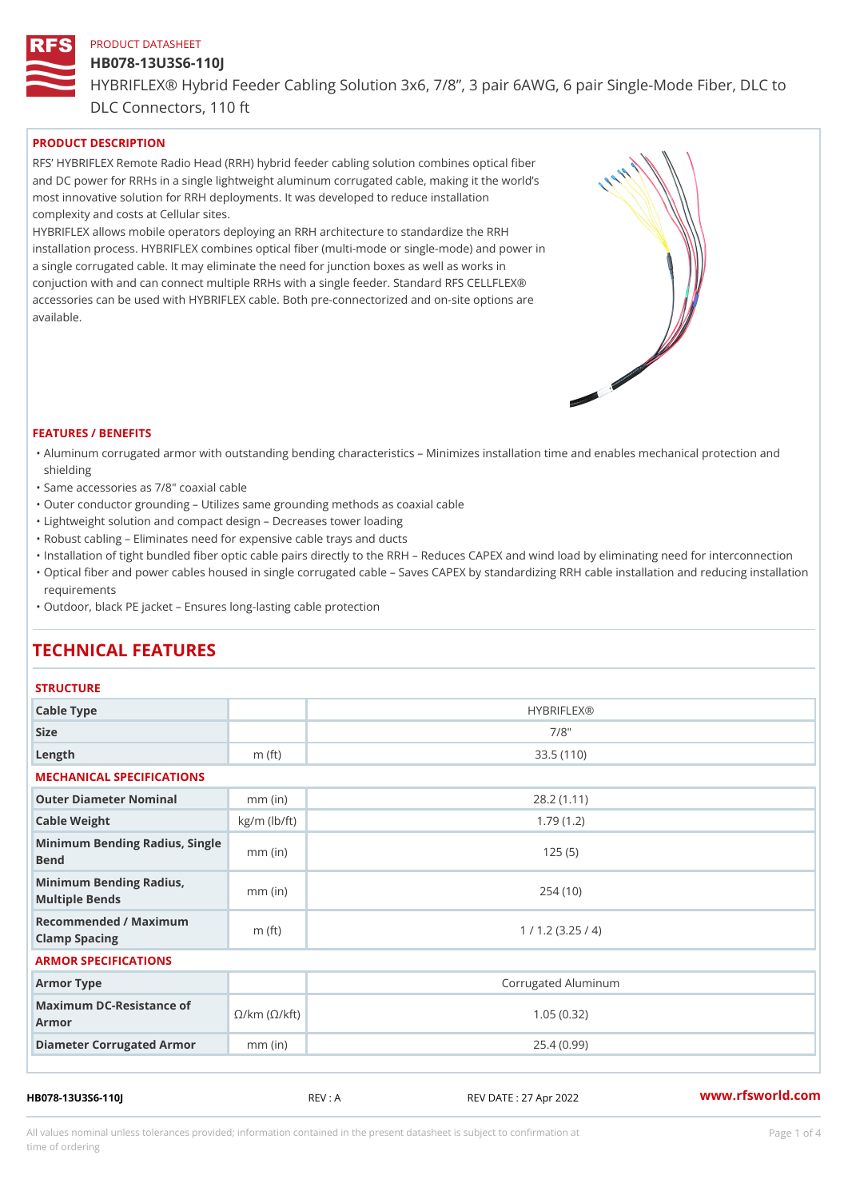PRODUCT DATASHEET

# HB078-13U3S6-110J

HYBRIFLEX® Hybrid Feeder Cabling Solution 3x6, 7/8”, 3 pair 6AWG, 6 pair Single-Mode Fiber, DLC to DLC Connectors, 110 ft

## PRODUCT DESCRIPTION

RFS' HYBRIFLEX Remote Radio Head (RRH) hybrid feeder cabling solution combines optical fiber and DC power for RRHs in a single lightweight aluminum corrugated cable, making it the world's most innovative solution for RRH deployments. It was developed to reduce installation complexity and costs at Cellular sites.

HYBRIFLEX allows mobile operators deploying an RRH architecture to standardize the RRH installation process. HYBRIFLEX combines optical fiber (multi-mode or single-mode) and power in a single corrugated cable. It may eliminate the need for junction boxes as well as works in conjuction with and can connect multiple RRHs with a single feeder. Standard RFS CELLFLEX® accessories can be used with HYBRIFLEX cable. Both pre-connectorized and on-site options are available.

## FEATURES / BENEFITS

- Aluminum corrugated armor with outstanding bending characteristics – Minimizes installation time and enables mechanical protection and shielding
- Same accessories as 7/8" coaxial cable
- Outer conductor grounding – Utilizes same grounding methods as coaxial cable
- Lightweight solution and compact design – Decreases tower loading
- Robust cabling – Eliminates need for expensive cable trays and ducts
- Installation of tight bundled fiber optic cable pairs directly to the RRH – Reduces CAPEX and wind load by eliminating need for interconnection
- Optical fiber and power cables housed in single corrugated cable – Saves CAPEX by standardizing RRH cable installation and reducing installation requirements
- Outdoor, black PE jacket – Ensures long-lasting cable protection

# TECHNICAL FEATURES

### STRUCTURE

| | | |
|---|---|---|
| Cable Type | | HYBRIFLEX® |
| Size | | 7/8" |
| Length | m (ft) | 33.5 (110) |

### MECHANICAL SPECIFICATIONS

| | | |
|---|---|---|
| Outer Diameter Nominal | mm (in) | 28.2 (1.11) |
| Cable Weight | kg/m (lb/ft) | 1.79 (1.2) |
| Minimum Bending Radius, Single Bend | mm (in) | 125 (5) |
| Minimum Bending Radius, Multiple Bends | mm (in) | 254 (10) |
| Recommended / Maximum Clamp Spacing | m (ft) | 1 / 1.2 (3.25 / 4) |

### ARMOR SPECIFICATIONS

| | | |
|---|---|---|
| Armor Type | | Corrugated Aluminum |
| Maximum DC-Resistance of Armor | Ω/km (Ω/kft) | 1.05 (0.32) |
| Diameter Corrugated Armor | mm (in) | 25.4 (0.99) |

HB078-13U3S6-110J REV : A REV DATE : 27 Apr 2022 www.rfsworld.com

All values nominal unless tolerances provided; information contained in the present datasheet is subject to confirmation at time of ordering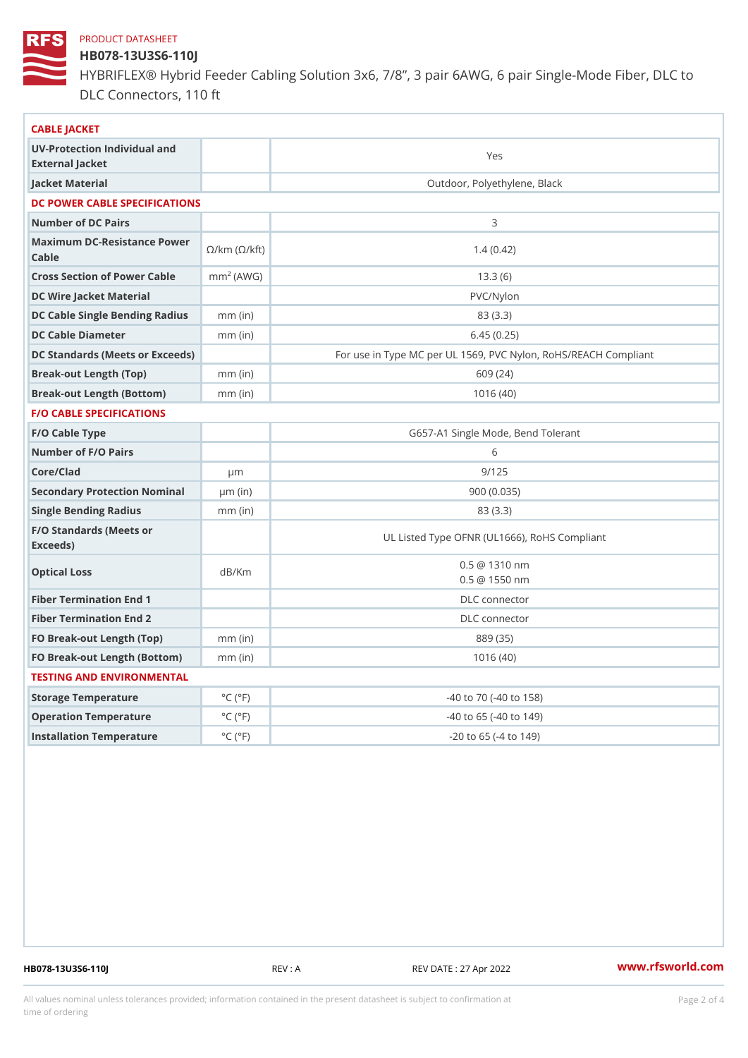PRODUCT DATASHEET

# HB078-13U3S6-110J

HYBRIFLEX® Hybrid Feeder Cabling Solution 3x6, 7/8", 3 pair 6AWG, 6 pair Single-Mode Fiber, DLC to DLC Connectors, 110 ft

| CABLE JACKET | | |
|---|---|---|
| UV-Protection Individual and External Jacket | | Yes |
| Jacket Material | | Outdoor, Polyethylene, Black |
| **DC POWER CABLE SPECIFICATIONS** | | |
| Number of DC Pairs | | 3 |
| Maximum DC-Resistance Power Cable | Ω/km (Ω/kft) | 1.4 (0.42) |
| Cross Section of Power Cable | $mm^2$ (AWG) | 13.3 (6) |
| DC Wire Jacket Material | | PVC/Nylon |
| DC Cable Single Bending Radius | mm (in) | 83 (3.3) |
| DC Cable Diameter | mm (in) | 6.45 (0.25) |
| DC Standards (Meets or Exceeds) | | For use in Type MC per UL 1569, PVC Nylon, RoHS/REACH Compliant |
| Break-out Length (Top) | mm (in) | 609 (24) |
| Break-out Length (Bottom) | mm (in) | 1016 (40) |
| **F/O CABLE SPECIFICATIONS** | | |
| F/O Cable Type | | G657-A1 Single Mode, Bend Tolerant |
| Number of F/O Pairs | | 6 |
| Core/Clad | μm | 9/125 |
| Secondary Protection Nominal | μm (in) | 900 (0.035) |
| Single Bending Radius | mm (in) | 83 (3.3) |
| F/O Standards (Meets or Exceeds) | | UL Listed Type OFNR (UL1666), RoHS Compliant |
| Optical Loss | dB/Km | 0.5 @ 1310 nm<br>0.5 @ 1550 nm |
| Fiber Termination End 1 | | DLC connector |
| Fiber Termination End 2 | | DLC connector |
| FO Break-out Length (Top) | mm (in) | 889 (35) |
| FO Break-out Length (Bottom) | mm (in) | 1016 (40) |
| **TESTING AND ENVIRONMENTAL** | | |
| Storage Temperature | °C (°F) | -40 to 70 (-40 to 158) |
| Operation Temperature | °C (°F) | -40 to 65 (-40 to 149) |
| Installation Temperature | °C (°F) | -20 to 65 (-4 to 149) |

HB078-13U3S6-110J REV : A REV DATE : 27 Apr 2022 www.rfsworld.com

All values nominal unless tolerances provided; information contained in the present datasheet is subject to confirmation at time of ordering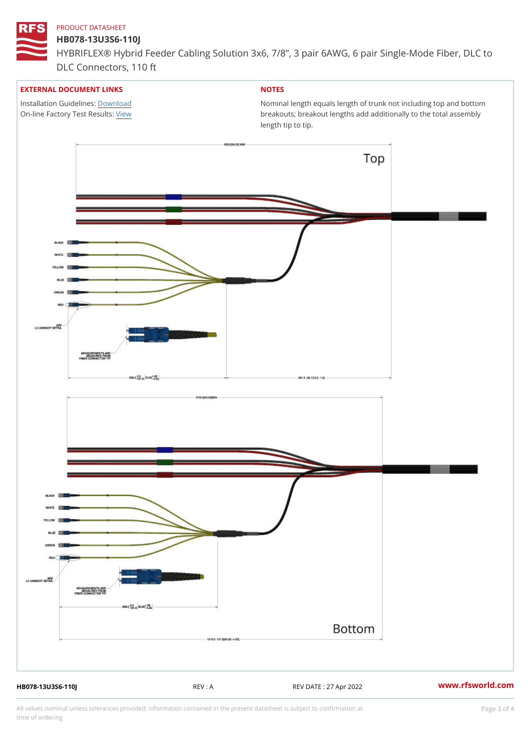PRODUCT DATASHEET

# HB078-13U3S6-110J

HYBRIFLEX® Hybrid Feeder Cabling Solution 3x6, 7/8", 3 pair 6AWG, 6 pair Single-Mode Fiber, DLC to DLC Connectors, 110 ft

## EXTERNAL DOCUMENT LINKS

Installation Guidelines: Download
On-line Factory Test Results: View

## NOTES

Nominal length equals length of trunk not including top and bottom breakouts; breakout lengths add additionally to the total assembly length tip to tip.

Top

BLACK
WHITE
YELLOW
BLUE
GREEN
RED

SEE LC UNIBOOT DETAIL

MEASUREMENTS ARE MEASURED FROM FIBER CONNECTOR TIP

Bottom

BLACK
WHITE
YELLOW
BLUE
GREEN
RED

SEE LC UNIBOOT DETAIL

MEASUREMENTS ARE MEASURED FROM FIBER CONNECTOR TIP

HB078-13U3S6-110J REV : A REV DATE : 27 Apr 2022 www.rfsworld.com

All values nominal unless tolerances provided; information contained in the present datasheet is subject to confirmation at time of ordering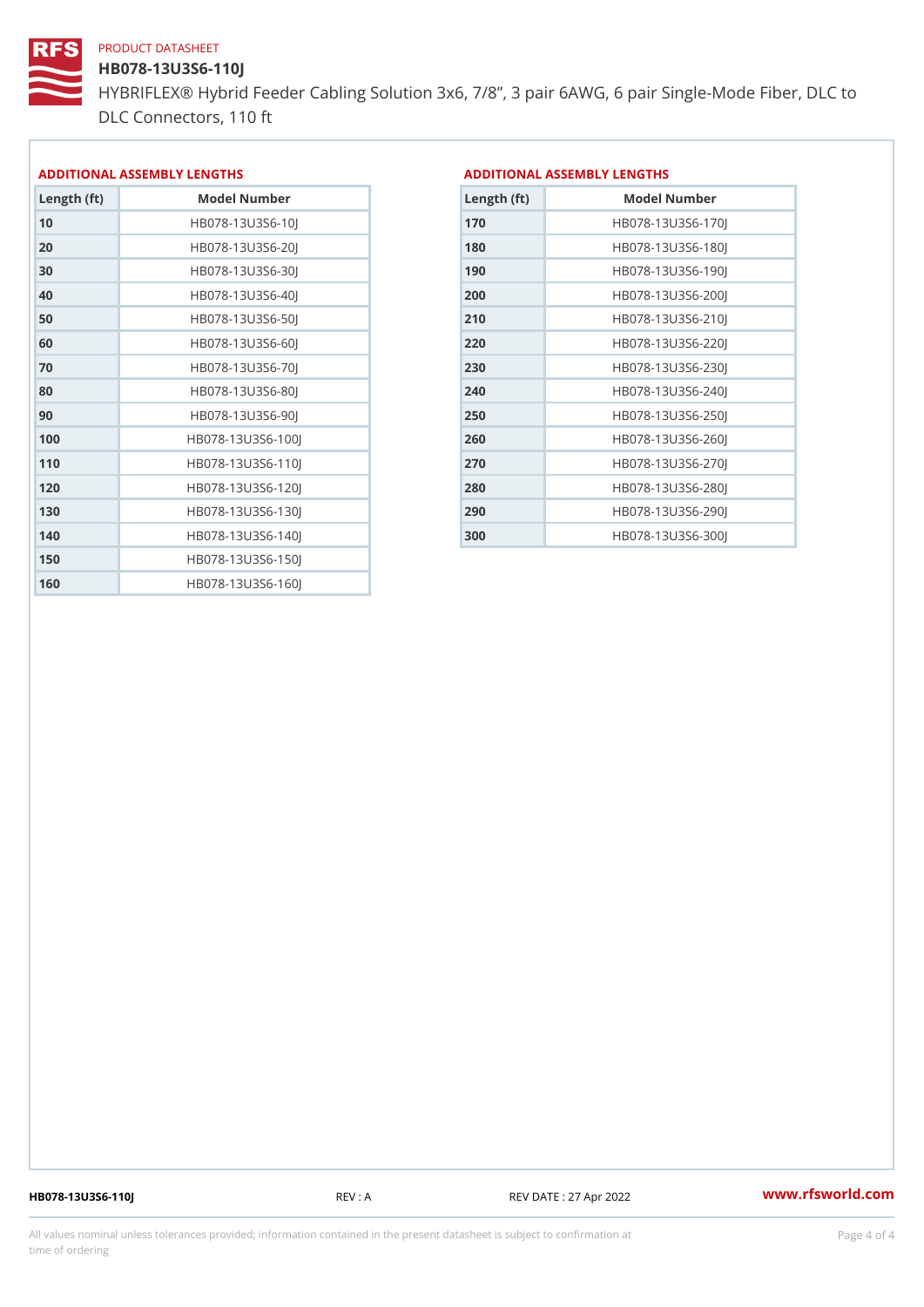PRODUCT DATASHEET

# HB078-13U3S6-110J

HYBRIFLEX® Hybrid Feeder Cabling Solution 3x6, 7/8”, 3 pair 6AWG, 6 pair Single-Mode Fiber, DLC to DLC Connectors, 110 ft

## ADDITIONAL ASSEMBLY LENGTHS

| Length (ft) | Model Number |
|---|---|
| 10 | HB078-13U3S6-10J |
| 20 | HB078-13U3S6-20J |
| 30 | HB078-13U3S6-30J |
| 40 | HB078-13U3S6-40J |
| 50 | HB078-13U3S6-50J |
| 60 | HB078-13U3S6-60J |
| 70 | HB078-13U3S6-70J |
| 80 | HB078-13U3S6-80J |
| 90 | HB078-13U3S6-90J |
| 100 | HB078-13U3S6-100J |
| 110 | HB078-13U3S6-110J |
| 120 | HB078-13U3S6-120J |
| 130 | HB078-13U3S6-130J |
| 140 | HB078-13U3S6-140J |
| 150 | HB078-13U3S6-150J |
| 160 | HB078-13U3S6-160J |

## ADDITIONAL ASSEMBLY LENGTHS

| Length (ft) | Model Number |
|---|---|
| 170 | HB078-13U3S6-170J |
| 180 | HB078-13U3S6-180J |
| 190 | HB078-13U3S6-190J |
| 200 | HB078-13U3S6-200J |
| 210 | HB078-13U3S6-210J |
| 220 | HB078-13U3S6-220J |
| 230 | HB078-13U3S6-230J |
| 240 | HB078-13U3S6-240J |
| 250 | HB078-13U3S6-250J |
| 260 | HB078-13U3S6-260J |
| 270 | HB078-13U3S6-270J |
| 280 | HB078-13U3S6-280J |
| 290 | HB078-13U3S6-290J |
| 300 | HB078-13U3S6-300J |

HB078-13U3S6-110J REV : A REV DATE : 27 Apr 2022 www.rfsworld.com

All values nominal unless tolerances provided; information contained in the present datasheet is subject to confirmation at time of ordering